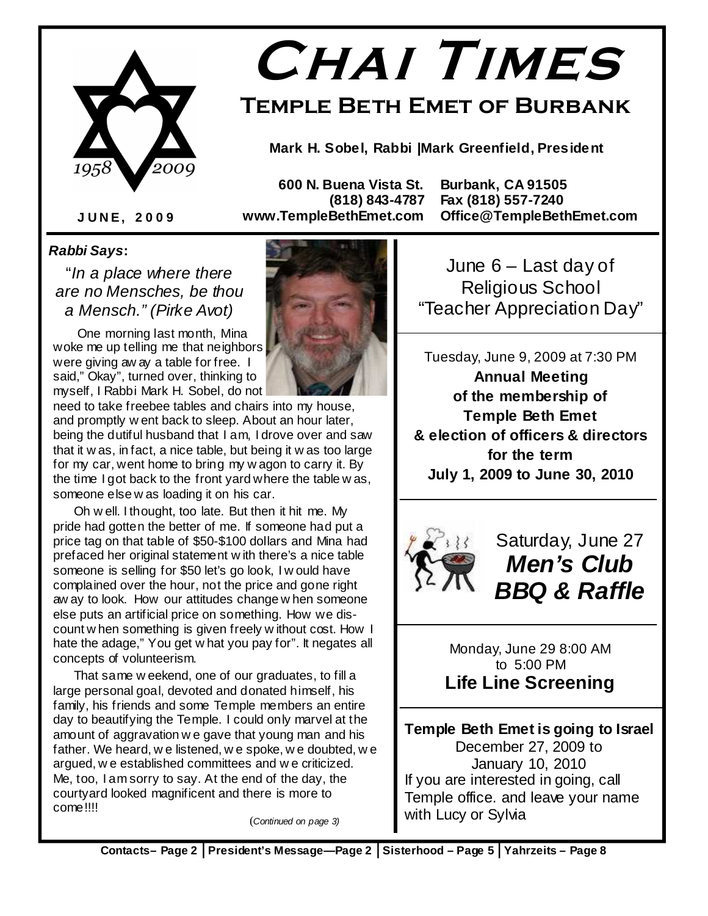# Chai Times

## Temple Beth Emet of Burbank

1958 2009

**Mark H. Sobel, Rabbi |Mark Greenfield, President**

**600 N. Buena Vista St. Burbank, CA 91505**
**(818) 843-4787 Fax (818) 557-7240**
**www.TempleBethEmet.com Office@TempleBethEmet.com**

**JUNE, 2009**

***Rabbi Says*:**

"*In a place where there are no Mensches, be thou a Mensch." (Pirke Avot)*

One morning last month, Mina woke me up telling me that neighbors were giving away a table for free. I said," Okay", turned over, thinking to myself, I Rabbi Mark H. Sobel, do not need to take freebee tables and chairs into my house, and promptly went back to sleep. About an hour later, being the dutiful husband that I am, I drove over and saw that it was, in fact, a nice table, but being it was too large for my car, went home to bring my wagon to carry it. By the time I got back to the front yard where the table was, someone else was loading it on his car.

Oh well. I thought, too late. But then it hit me. My pride had gotten the better of me. If someone had put a price tag on that table of $50-$100 dollars and Mina had prefaced her original statement with there's a nice table someone is selling for $50 let's go look, I would have complained over the hour, not the price and gone right away to look. How our attitudes change when someone else puts an artificial price on something. How we discount when something is given freely without cost. How I hate the adage," You get what you pay for". It negates all concepts of volunteerism.

That same weekend, one of our graduates, to fill a large personal goal, devoted and donated himself, his family, his friends and some Temple members an entire day to beautifying the Temple. I could only marvel at the amount of aggravation we gave that young man and his father. We heard, we listened, we spoke, we doubted, we argued, we established committees and we criticized. Me, too, I am sorry to say. At the end of the day, the courtyard looked magnificent and there is more to come!!!!

(*Continued on page 3*)

---

June 6 – Last day of Religious School "Teacher Appreciation Day"

---

Tuesday, June 9, 2009 at 7:30 PM

**Annual Meeting of the membership of Temple Beth Emet & election of officers & directors for the term July 1, 2009 to June 30, 2010**

---

Saturday, June 27

***Men's Club BBQ & Raffle***

---

Monday, June 29 8:00 AM to 5:00 PM

**Life Line Screening**

---

**Temple Beth Emet is going to Israel**

December 27, 2009 to January 10, 2010

If you are interested in going, call Temple office. and leave your name with Lucy or Sylvia

---

**Contacts– Page 2 | President's Message—Page 2 | Sisterhood – Page 5 | Yahrzeits – Page 8**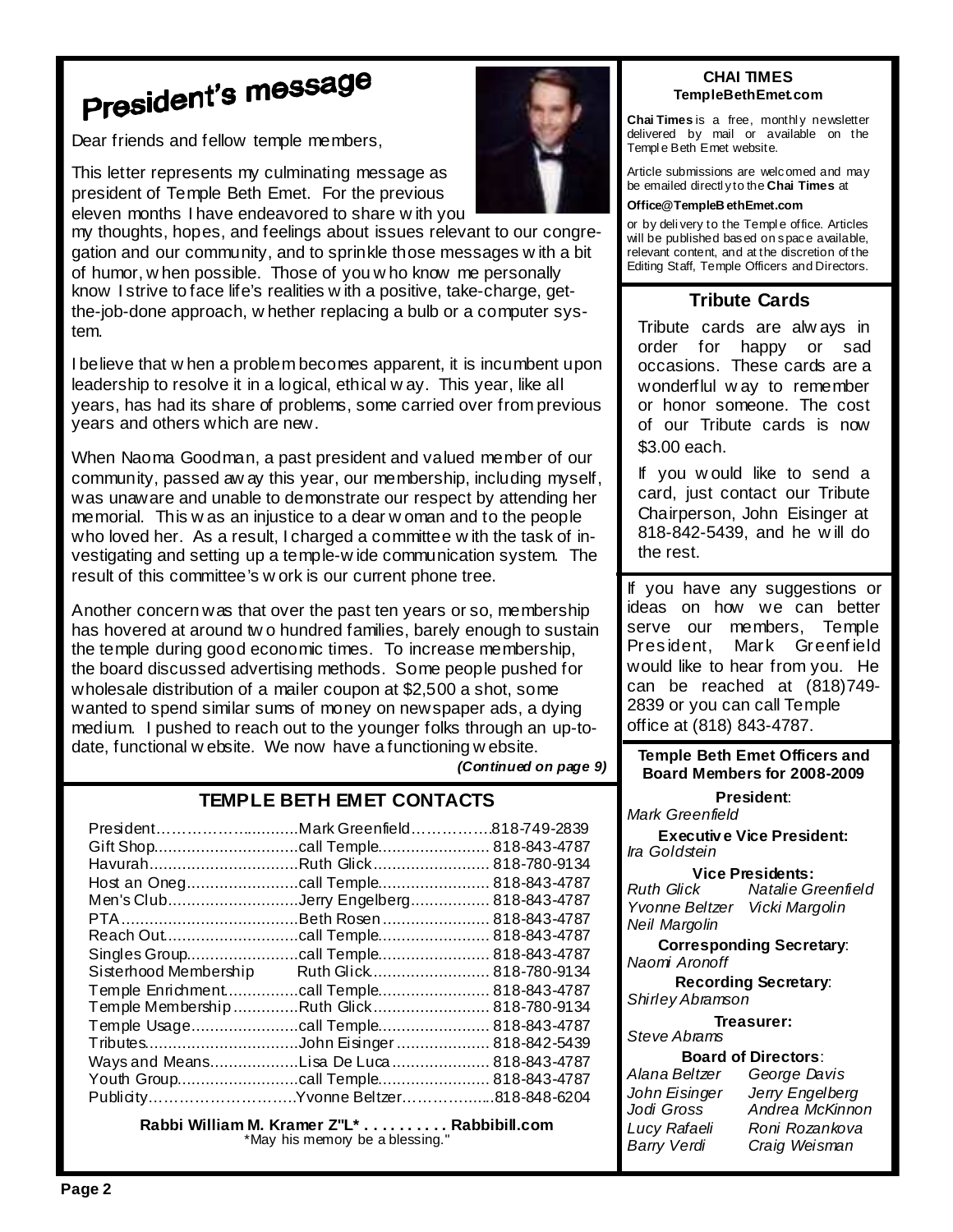# President's message

Dear friends and fellow temple members,

This letter represents my culminating message as president of Temple Beth Emet. For the previous eleven months I have endeavored to share with you my thoughts, hopes, and feelings about issues relevant to our congregation and our community, and to sprinkle those messages with a bit of humor, when possible. Those of you who know me personally know I strive to face life's realities with a positive, take-charge, get-the-job-done approach, whether replacing a bulb or a computer system.

I believe that when a problem becomes apparent, it is incumbent upon leadership to resolve it in a logical, ethical way. This year, like all years, has had its share of problems, some carried over from previous years and others which are new.

When Naoma Goodman, a past president and valued member of our community, passed away this year, our membership, including myself, was unaware and unable to demonstrate our respect by attending her memorial. This was an injustice to a dear woman and to the people who loved her. As a result, I charged a committee with the task of investigating and setting up a temple-wide communication system. The result of this committee's work is our current phone tree.

Another concern was that over the past ten years or so, membership has hovered at around two hundred families, barely enough to sustain the temple during good economic times. To increase membership, the board discussed advertising methods. Some people pushed for wholesale distribution of a mailer coupon at $2,500 a shot, some wanted to spend similar sums of money on newspaper ads, a dying medium. I pushed to reach out to the younger folks through an up-to-date, functional website. We now have a functioning website.

*(Continued on page 9)*

## TEMPLE BETH EMET CONTACTS

| | | |
|---|---|---|
| President | Mark Greenfield | 818-749-2839 |
| Gift Shop | call Temple | 818-843-4787 |
| Havurah | Ruth Glick | 818-780-9134 |
| Host an Oneg | call Temple | 818-843-4787 |
| Men's Club | Jerry Engelberg | 818-843-4787 |
| PTA | Beth Rosen | 818-843-4787 |
| Reach Out | call Temple | 818-843-4787 |
| Singles Group | call Temple | 818-843-4787 |
| Sisterhood Membership | Ruth Glick | 818-780-9134 |
| Temple Enrichment | call Temple | 818-843-4787 |
| Temple Membership | Ruth Glick | 818-780-9134 |
| Temple Usage | call Temple | 818-843-4787 |
| Tributes | John Eisinger | 818-842-5439 |
| Ways and Means | Lisa De Luca | 818-843-4787 |
| Youth Group | call Temple | 818-843-4787 |
| Publicity | Yvonne Beltzer | 818-848-6204 |

**Rabbi William M. Kramer Z"L\* . . . . . . . . . . Rabbibill.com**
\*May his memory be a blessing."

### CHAI TIMES
**TempleBethEmet.com**

**Chai Times** is a free, monthly newsletter delivered by mail or available on the Temple Beth Emet website.

Article submissions are welcomed and may be emailed directly to the **Chai Times** at

**Office@TempleBethEmet.com**

or by delivery to the Temple office. Articles will be published based on space available, relevant content, and at the discretion of the Editing Staff, Temple Officers and Directors.

### Tribute Cards

Tribute cards are always in order for happy or sad occasions. These cards are a wonderflul way to remember or honor someone. The cost of our Tribute cards is now $3.00 each.

If you would like to send a card, just contact our Tribute Chairperson, John Eisinger at 818-842-5439, and he will do the rest.

If you have any suggestions or ideas on how we can better serve our members, Temple President, Mark Greenfield would like to hear from you. He can be reached at (818)749-2839 or you can call Temple office at (818) 843-4787.

### Temple Beth Emet Officers and Board Members for 2008-2009

**President**:
*Mark Greenfield*

**Executive Vice President:**
*Ira Goldstein*

**Vice Presidents:**
*Ruth Glick*, *Natalie Greenfield*, *Yvonne Beltzer*, *Vicki Margolin*, *Neil Margolin*

**Corresponding Secretary**:
*Naomi Aronoff*

**Recording Secretary**:
*Shirley Abramson*

**Treasurer:**
*Steve Abrams*

**Board of Directors**:
*Alana Beltzer*, *George Davis*, *John Eisinger*, *Jerry Engelberg*, *Jodi Gross*, *Andrea McKinnon*, *Lucy Rafaeli*, *Roni Rozankova*, *Barry Verdi*, *Craig Weisman*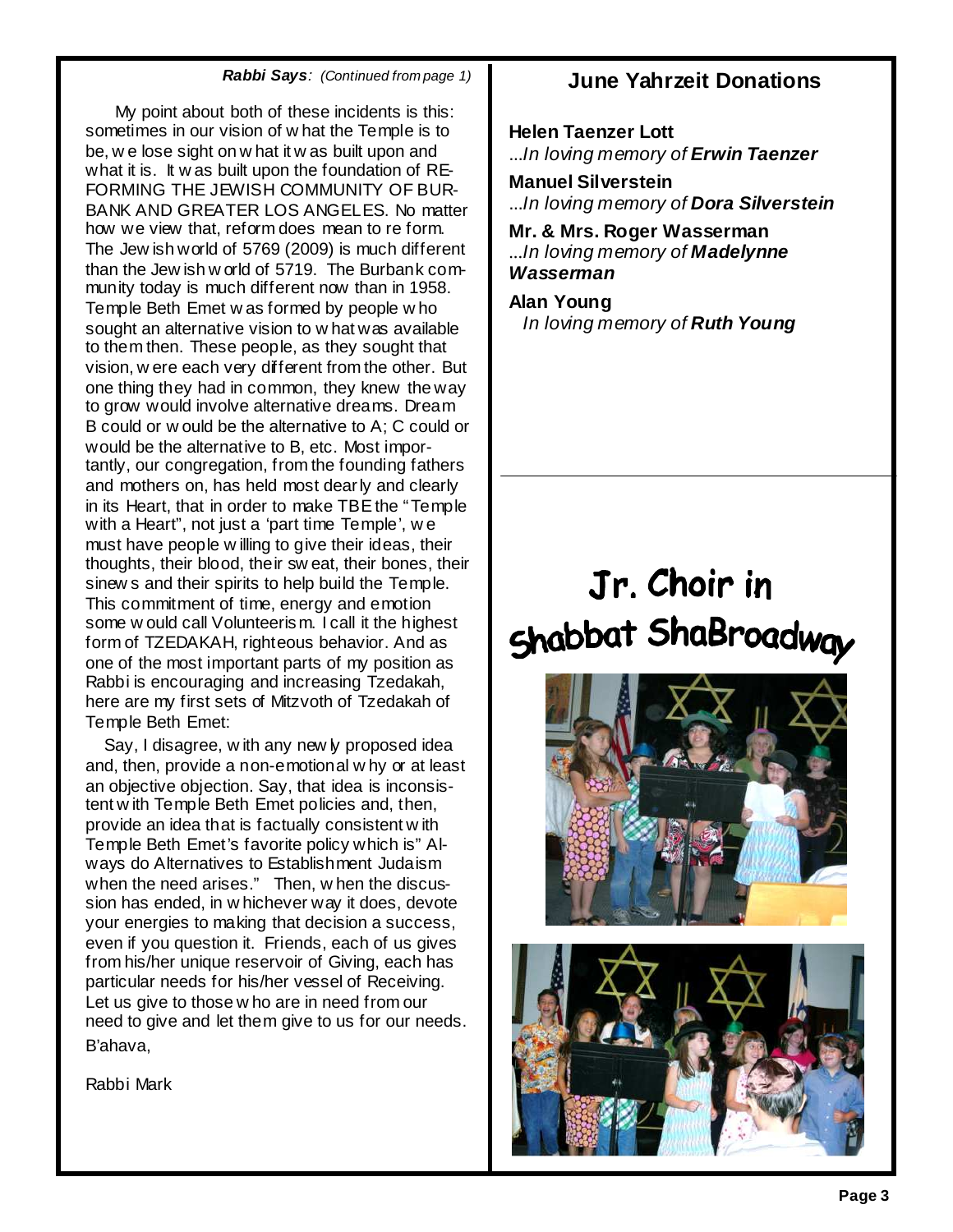*Rabbi Says: (Continued from page 1)*

My point about both of these incidents is this: sometimes in our vision of what the Temple is to be, we lose sight on what it was built upon and what it is. It was built upon the foundation of RE-FORMING THE JEWISH COMMUNITY OF BURBANK AND GREATER LOS ANGELES. No matter how we view that, reform does mean to re form. The Jewish world of 5769 (2009) is much different than the Jewish world of 5719. The Burbank community today is much different now than in 1958. Temple Beth Emet was formed by people who sought an alternative vision to what was available to them then. These people, as they sought that vision, were each very different from the other. But one thing they had in common, they knew the way to grow would involve alternative dreams. Dream B could or would be the alternative to A; C could or would be the alternative to B, etc. Most importantly, our congregation, from the founding fathers and mothers on, has held most dearly and clearly in its Heart, that in order to make TBE the "Temple with a Heart", not just a 'part time Temple', we must have people willing to give their ideas, their thoughts, their blood, their sweat, their bones, their sinews and their spirits to help build the Temple. This commitment of time, energy and emotion some would call Volunteerism. I call it the highest form of TZEDAKAH, righteous behavior. And as one of the most important parts of my position as Rabbi is encouraging and increasing Tzedakah, here are my first sets of Mitzvoth of Tzedakah of Temple Beth Emet:

Say, I disagree, with any newly proposed idea and, then, provide a non-emotional why or at least an objective objection. Say, that idea is inconsistent with Temple Beth Emet policies and, then, provide an idea that is factually consistent with Temple Beth Emet's favorite policy which is" Always do Alternatives to Establishment Judaism when the need arises." Then, when the discussion has ended, in whichever way it does, devote your energies to making that decision a success, even if you question it. Friends, each of us gives from his/her unique reservoir of Giving, each has particular needs for his/her vessel of Receiving. Let us give to those who are in need from our need to give and let them give to us for our needs.

B'ahava,

Rabbi Mark

## June Yahrzeit Donations

**Helen Taenzer Lott**
...*In loving memory of* ***Erwin Taenzer***

**Manuel Silverstein**
...*In loving memory of* ***Dora Silverstein***

**Mr. & Mrs. Roger Wasserman**
...*In loving memory of* ***Madelynne Wasserman***

**Alan Young**
*In loving memory of* ***Ruth Young***

## Jr. Choir in Shabbat ShaBroadway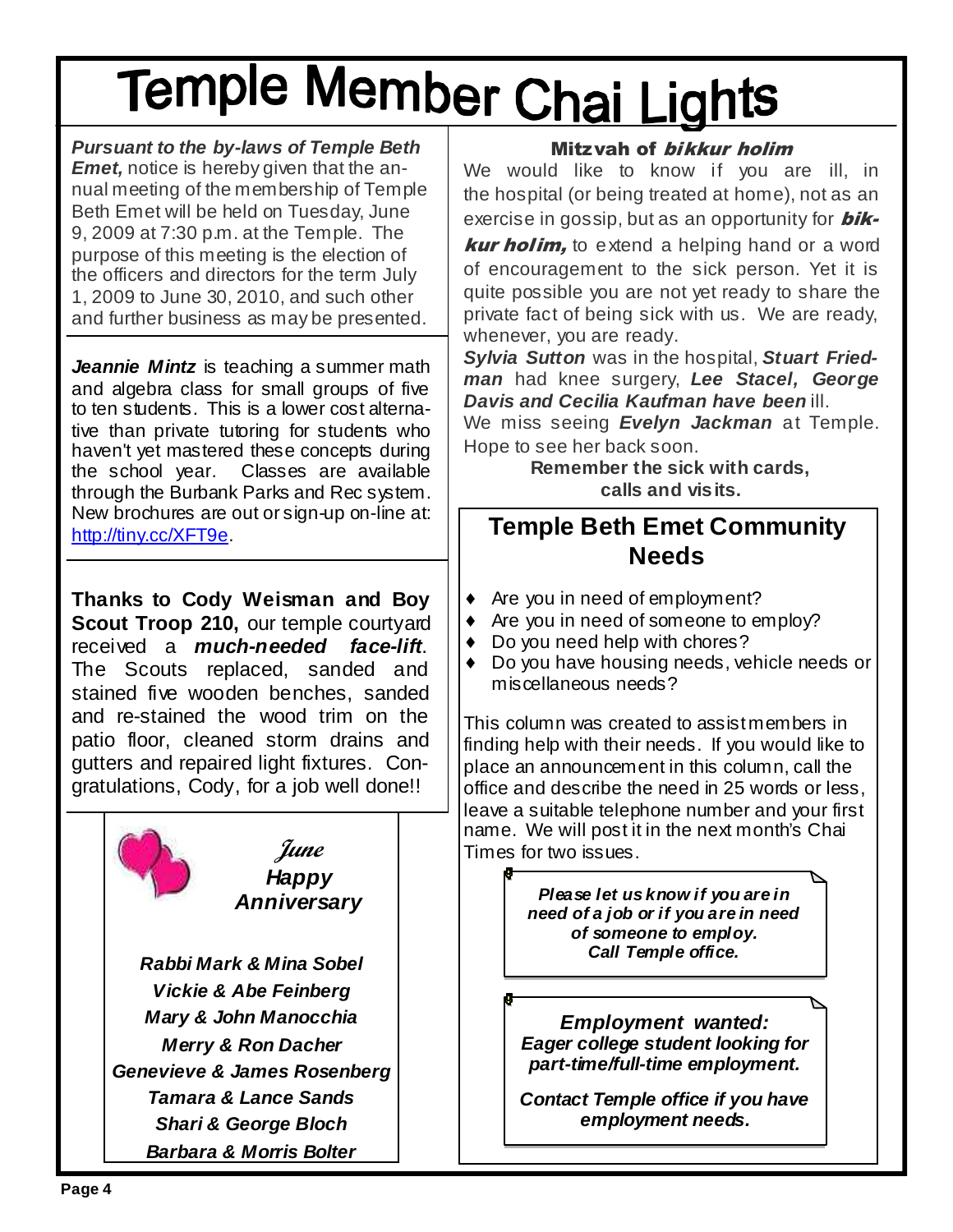# Temple Member Chai Lights

***Pursuant to the by-laws of Temple Beth Emet,*** notice is hereby given that the annual meeting of the membership of Temple Beth Emet will be held on Tuesday, June 9, 2009 at 7:30 p.m. at the Temple. The purpose of this meeting is the election of the officers and directors for the term July 1, 2009 to June 30, 2010, and such other and further business as may be presented.

***Jeannie Mintz*** is teaching a summer math and algebra class for small groups of five to ten students. This is a lower cost alternative than private tutoring for students who haven't yet mastered these concepts during the school year. Classes are available through the Burbank Parks and Rec system. New brochures are out or sign-up on-line at: http://tiny.cc/XFT9e.

**Thanks to Cody Weisman and Boy Scout Troop 210,** our temple courtyard received a ***much-needed face-lift***. The Scouts replaced, sanded and stained five wooden benches, sanded and re-stained the wood trim on the patio floor, cleaned storm drains and gutters and repaired light fixtures. Congratulations, Cody, for a job well done!!

***June***
***Happy Anniversary***

***Rabbi Mark & Mina Sobel***
***Vickie & Abe Feinberg***
***Mary & John Manocchia***
***Merry & Ron Dacher***
***Genevieve & James Rosenberg***
***Tamara & Lance Sands***
***Shari & George Bloch***
***Barbara & Morris Bolter***

### Mitzvah of *bikkur holim*

We would like to know if you are ill, in the hospital (or being treated at home), not as an exercise in gossip, but as an opportunity for ***bikkur holim,*** to extend a helping hand or a word of encouragement to the sick person. Yet it is quite possible you are not yet ready to share the private fact of being sick with us. We are ready, whenever, you are ready.

***Sylvia Sutton*** was in the hospital, ***Stuart Friedman*** had knee surgery, ***Lee Stacel, George Davis and Cecilia Kaufman have been*** ill.

We miss seeing ***Evelyn Jackman*** at Temple. Hope to see her back soon.

**Remember the sick with cards, calls and visits.**

## Temple Beth Emet Community Needs

- Are you in need of employment?
- Are you in need of someone to employ?
- Do you need help with chores?
- Do you have housing needs, vehicle needs or miscellaneous needs?

This column was created to assist members in finding help with their needs. If you would like to place an announcement in this column, call the office and describe the need in 25 words or less, leave a suitable telephone number and your first name. We will post it in the next month's Chai Times for two issues.

***Please let us know if you are in need of a job or if you are in need of someone to employ. Call Temple office.***

***Employment wanted:***
***Eager college student looking for part-time/full-time employment.***

***Contact Temple office if you have employment needs.***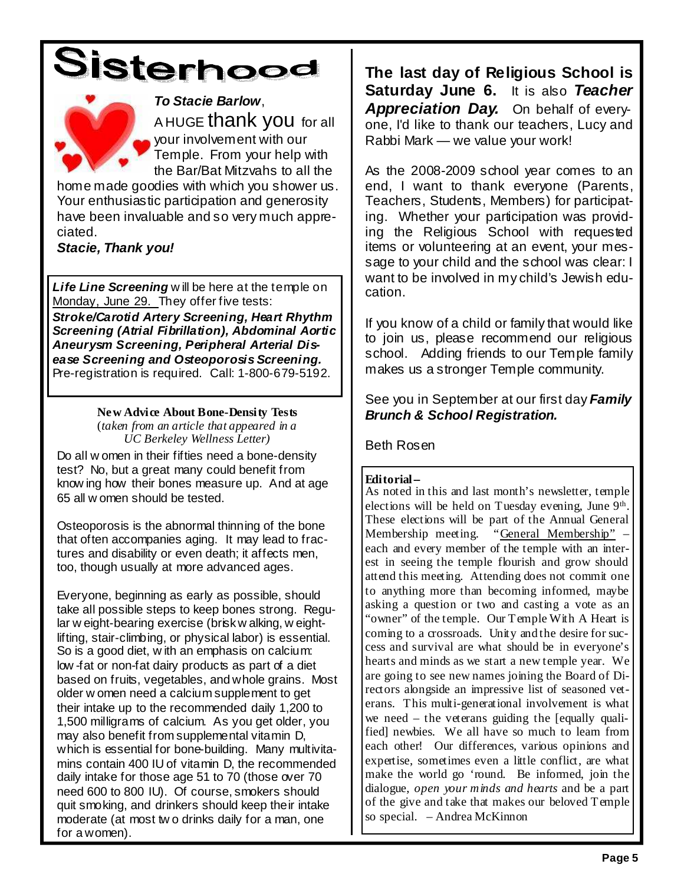# Sisterhood

***To Stacie Barlow***,

A HUGE thank you for all your involvement with our Temple. From your help with the Bar/Bat Mitzvahs to all the home made goodies with which you shower us. Your enthusiastic participation and generosity have been invaluable and so very much appreciated.

***Stacie, Thank you!***

***Life Line Screening*** will be here at the temple on Monday, June 29. They offer five tests: ***Stroke/Carotid Artery Screening, Heart Rhythm Screening (Atrial Fibrillation), Abdominal Aortic Aneurysm Screening, Peripheral Arterial Disease Screening and Osteoporosis Screening.*** Pre-registration is required. Call: 1-800-679-5192.

**New Advice About Bone-Density Tests**
(*taken from an article that appeared in a UC Berkeley Wellness Letter)*

Do all women in their fifties need a bone-density test? No, but a great many could benefit from knowing how their bones measure up. And at age 65 all women should be tested.

Osteoporosis is the abnormal thinning of the bone that often accompanies aging. It may lead to fractures and disability or even death; it affects men, too, though usually at more advanced ages.

Everyone, beginning as early as possible, should take all possible steps to keep bones strong. Regular weight-bearing exercise (brisk walking, weight-lifting, stair-climbing, or physical labor) is essential. So is a good diet, with an emphasis on calcium: low-fat or non-fat dairy products as part of a diet based on fruits, vegetables, and whole grains. Most older women need a calcium supplement to get their intake up to the recommended daily 1,200 to 1,500 milligrams of calcium. As you get older, you may also benefit from supplemental vitamin D, which is essential for bone-building. Many multivitamins contain 400 IU of vitamin D, the recommended daily intake for those age 51 to 70 (those over 70 need 600 to 800 IU). Of course, smokers should quit smoking, and drinkers should keep their intake moderate (at most two drinks daily for a man, one for a women).

**The last day of Religious School is Saturday June 6.** It is also ***Teacher Appreciation Day.*** On behalf of everyone, I'd like to thank our teachers, Lucy and Rabbi Mark — we value your work!

As the 2008-2009 school year comes to an end, I want to thank everyone (Parents, Teachers, Students, Members) for participating. Whether your participation was providing the Religious School with requested items or volunteering at an event, your message to your child and the school was clear: I want to be involved in my child's Jewish education.

If you know of a child or family that would like to join us, please recommend our religious school. Adding friends to our Temple family makes us a stronger Temple community.

See you in September at our first day ***Family Brunch & School Registration.***

Beth Rosen

**Editorial –**
As noted in this and last month's newsletter, temple elections will be held on Tuesday evening, June 9th. These elections will be part of the Annual General Membership meeting. "General Membership" – each and every member of the temple with an interest in seeing the temple flourish and grow should attend this meeting. Attending does not commit one to anything more than becoming informed, maybe asking a question or two and casting a vote as an "owner" of the temple. Our Temple With A Heart is coming to a crossroads. Unity and the desire for success and survival are what should be in everyone's hearts and minds as we start a new temple year. We are going to see new names joining the Board of Directors alongside an impressive list of seasoned veterans. This multi-generational involvement is what we need – the veterans guiding the [equally qualified] newbies. We all have so much to learn from each other! Our differences, various opinions and expertise, sometimes even a little conflict, are what make the world go 'round. Be informed, join the dialogue, *open your minds and hearts* and be a part of the give and take that makes our beloved Temple so special. – Andrea McKinnon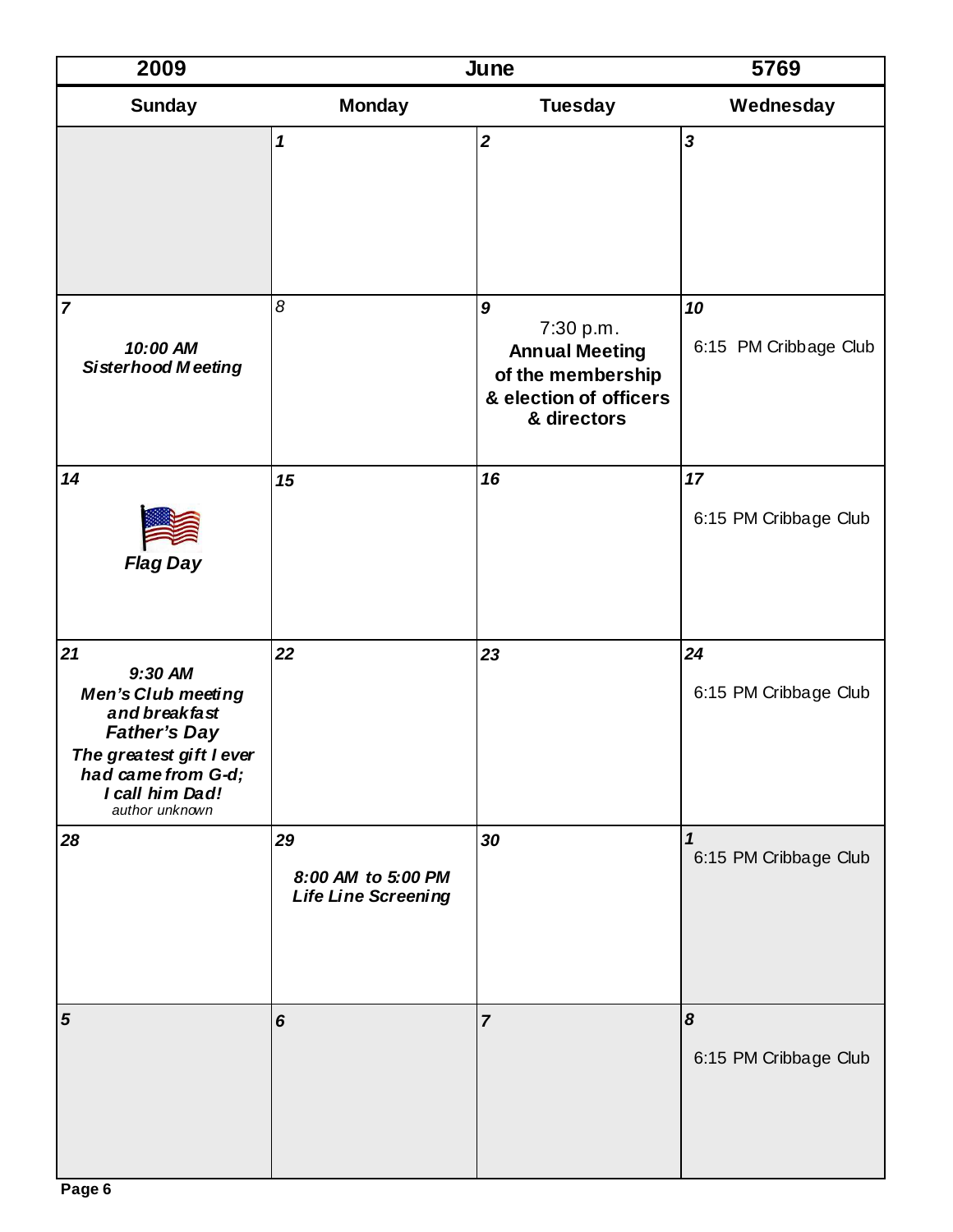| 2009 | | June | 5769 |
|---|---|---|---|
| **Sunday** | **Monday** | **Tuesday** | **Wednesday** |
| | **1** | **2** | **3** |
| **7** *10:00 AM Sisterhood Meeting* | 8 | **9** 7:30 p.m. **Annual Meeting of the membership & election of officers & directors** | **10** 6:15 PM Cribbage Club |
| **14** *Flag Day* | **15** | **16** | **17** 6:15 PM Cribbage Club |
| **21** *9:30 AM Men's Club meeting and breakfast* ***Father's Day*** *The greatest gift I ever had came from G-d; I call him Dad!* *author unknown* | **22** | **23** | **24** 6:15 PM Cribbage Club |
| **28** | **29** *8:00 AM to 5:00 PM Life Line Screening* | **30** | **1** 6:15 PM Cribbage Club |
| **5** | **6** | **7** | **8** 6:15 PM Cribbage Club |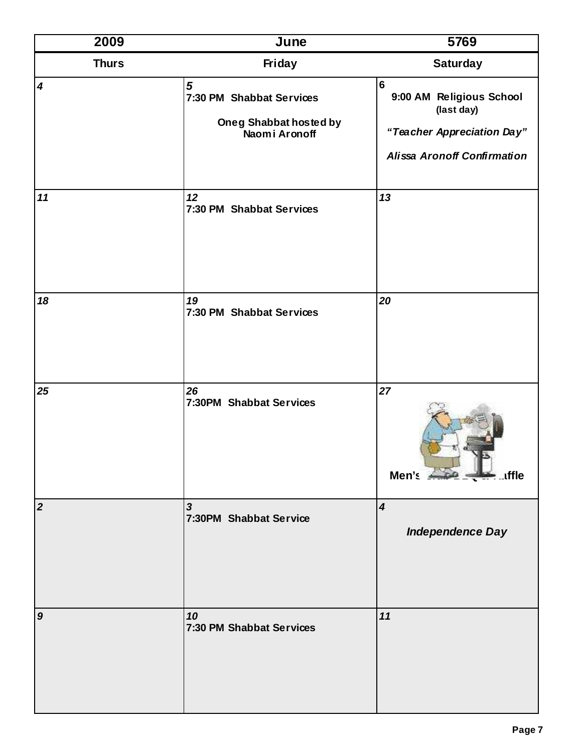| 2009 | June | 5769 |
|---|---|---|
| **Thurs** | **Friday** | **Saturday** |
| *4* | *5*<br>7:30 PM Shabbat Services<br><br>Oneg Shabbat hosted by Naomi Aronoff | 6<br>9:00 AM Religious School (last day)<br><br>*"Teacher Appreciation Day"*<br><br>*Alissa Aronoff Confirmation* |
| *11* | *12*<br>7:30 PM Shabbat Services | *13* |
| *18* | *19*<br>7:30 PM Shabbat Services | *20* |
| *25* | *26*<br>7:30PM Shabbat Services | *27*<br><br>Men's ... ...affle |
| *2* | *3*<br>7:30PM Shabbat Service | *4*<br><br>*Independence Day* |
| *9* | *10*<br>7:30 PM Shabbat Services | *11* |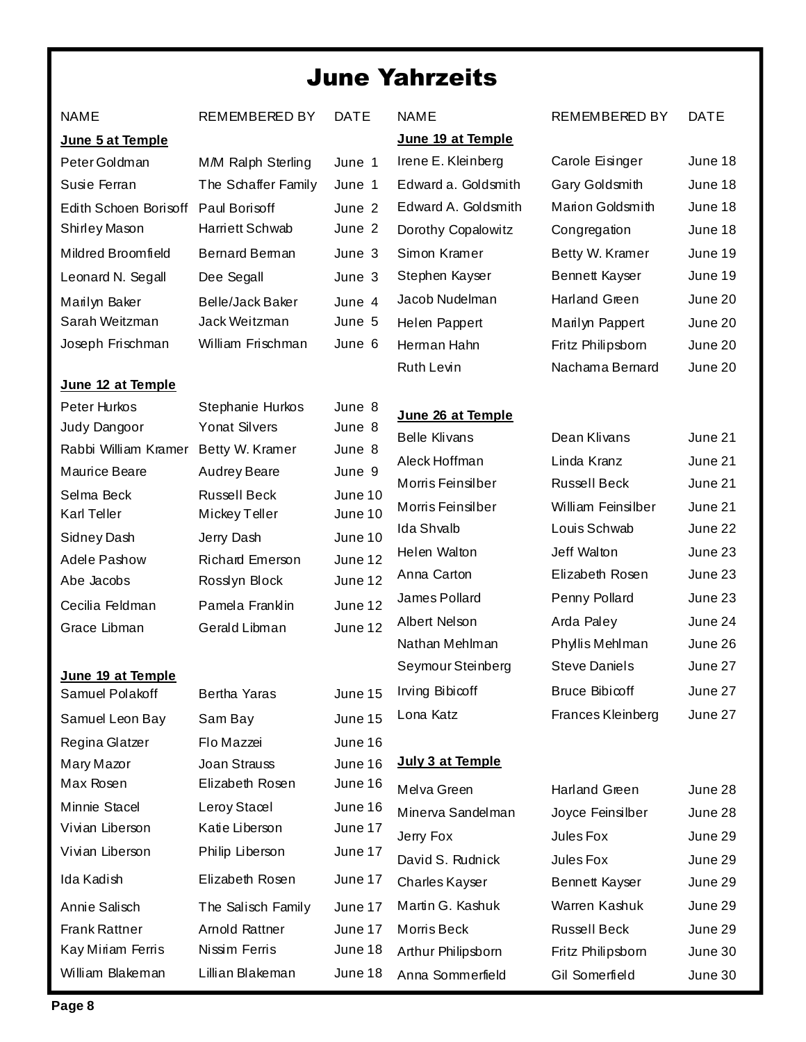# June Yahrzeits

| NAME | REMEMBERED BY | DATE |
|---|---|---|
| **June 5 at Temple** | | |
| Peter Goldman | M/M Ralph Sterling | June 1 |
| Susie Ferran | The Schaffer Family | June 1 |
| Edith Schoen Borisoff | Paul Borisoff | June 2 |
| Shirley Mason | Harriett Schwab | June 2 |
| Mildred Broomfield | Bernard Berman | June 3 |
| Leonard N. Segall | Dee Segall | June 3 |
| Marilyn Baker | Belle/Jack Baker | June 4 |
| Sarah Weitzman | Jack Weitzman | June 5 |
| Joseph Frischman | William Frischman | June 6 |
| **June 12 at Temple** | | |
| Peter Hurkos | Stephanie Hurkos | June 8 |
| Judy Dangoor | Yonat Silvers | June 8 |
| Rabbi William Kramer | Betty W. Kramer | June 8 |
| Maurice Beare | Audrey Beare | June 9 |
| Selma Beck | Russell Beck | June 10 |
| Karl Teller | Mickey Teller | June 10 |
| Sidney Dash | Jerry Dash | June 10 |
| Adele Pashow | Richard Emerson | June 12 |
| Abe Jacobs | Rosslyn Block | June 12 |
| Cecilia Feldman | Pamela Franklin | June 12 |
| Grace Libman | Gerald Libman | June 12 |
| **June 19 at Temple** | | |
| Samuel Polakoff | Bertha Yaras | June 15 |
| Samuel Leon Bay | Sam Bay | June 15 |
| Regina Glatzer | Flo Mazzei | June 16 |
| Mary Mazor | Joan Strauss | June 16 |
| Max Rosen | Elizabeth Rosen | June 16 |
| Minnie Stacel | Leroy Stacel | June 16 |
| Vivian Liberson | Katie Liberson | June 17 |
| Vivian Liberson | Philip Liberson | June 17 |
| Ida Kadish | Elizabeth Rosen | June 17 |
| Annie Salisch | The Salisch Family | June 17 |
| Frank Rattner | Arnold Rattner | June 17 |
| Kay Miriam Ferris | Nissim Ferris | June 18 |
| William Blakeman | Lillian Blakeman | June 18 |
| Irene E. Kleinberg | Carole Eisinger | June 18 |
| Edward a. Goldsmith | Gary Goldsmith | June 18 |
| Edward A. Goldsmith | Marion Goldsmith | June 18 |
| Dorothy Copalowitz | Congregation | June 18 |
| Simon Kramer | Betty W. Kramer | June 19 |
| Stephen Kayser | Bennett Kayser | June 19 |
| Jacob Nudelman | Harland Green | June 20 |
| Helen Pappert | Marilyn Pappert | June 20 |
| Herman Hahn | Fritz Philipsborn | June 20 |
| Ruth Levin | Nachama Bernard | June 20 |
| **June 26 at Temple** | | |
| Belle Klivans | Dean Klivans | June 21 |
| Aleck Hoffman | Linda Kranz | June 21 |
| Morris Feinsilber | Russell Beck | June 21 |
| Morris Feinsilber | William Feinsilber | June 21 |
| Ida Shvalb | Louis Schwab | June 22 |
| Helen Walton | Jeff Walton | June 23 |
| Anna Carton | Elizabeth Rosen | June 23 |
| James Pollard | Penny Pollard | June 23 |
| Albert Nelson | Arda Paley | June 24 |
| Nathan Mehlman | Phyllis Mehlman | June 26 |
| Seymour Steinberg | Steve Daniels | June 27 |
| Irving Bibicoff | Bruce Bibicoff | June 27 |
| Lona Katz | Frances Kleinberg | June 27 |
| **July 3 at Temple** | | |
| Melva Green | Harland Green | June 28 |
| Minerva Sandelman | Joyce Feinsilber | June 28 |
| Jerry Fox | Jules Fox | June 29 |
| David S. Rudnick | Jules Fox | June 29 |
| Charles Kayser | Bennett Kayser | June 29 |
| Martin G. Kashuk | Warren Kashuk | June 29 |
| Morris Beck | Russell Beck | June 29 |
| Arthur Philipsborn | Fritz Philipsborn | June 30 |
| Anna Sommerfield | Gil Somerfield | June 30 |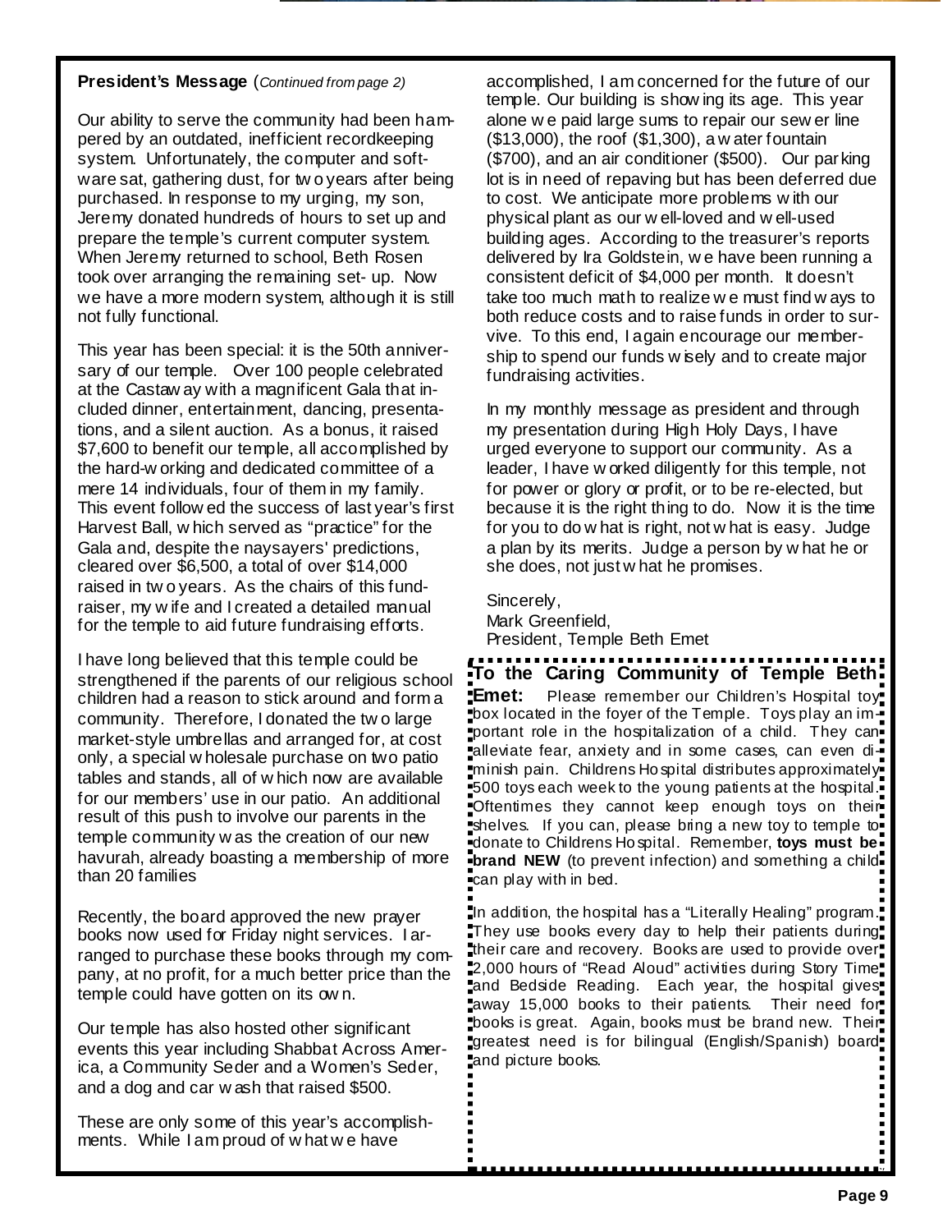**President's Message** (*Continued from page 2*)

Our ability to serve the community had been hampered by an outdated, inefficient recordkeeping system. Unfortunately, the computer and software sat, gathering dust, for two years after being purchased. In response to my urging, my son, Jeremy donated hundreds of hours to set up and prepare the temple's current computer system. When Jeremy returned to school, Beth Rosen took over arranging the remaining set- up. Now we have a more modern system, although it is still not fully functional.

This year has been special: it is the 50th anniversary of our temple. Over 100 people celebrated at the Castaway with a magnificent Gala that included dinner, entertainment, dancing, presentations, and a silent auction. As a bonus, it raised $7,600 to benefit our temple, all accomplished by the hard-working and dedicated committee of a mere 14 individuals, four of them in my family. This event followed the success of last year's first Harvest Ball, which served as "practice" for the Gala and, despite the naysayers' predictions, cleared over $6,500, a total of over $14,000 raised in two years. As the chairs of this fundraiser, my wife and I created a detailed manual for the temple to aid future fundraising efforts.

I have long believed that this temple could be strengthened if the parents of our religious school children had a reason to stick around and form a community. Therefore, I donated the two large market-style umbrellas and arranged for, at cost only, a special wholesale purchase on two patio tables and stands, all of which now are available for our members' use in our patio. An additional result of this push to involve our parents in the temple community was the creation of our new havurah, already boasting a membership of more than 20 families

Recently, the board approved the new prayer books now used for Friday night services. I arranged to purchase these books through my company, at no profit, for a much better price than the temple could have gotten on its own.

Our temple has also hosted other significant events this year including Shabbat Across America, a Community Seder and a Women's Seder, and a dog and car wash that raised $500.

These are only some of this year's accomplishments. While I am proud of what we have accomplished, I am concerned for the future of our temple. Our building is showing its age. This year alone we paid large sums to repair our sewer line ($13,000), the roof ($1,300), a water fountain ($700), and an air conditioner ($500). Our parking lot is in need of repaving but has been deferred due to cost. We anticipate more problems with our physical plant as our well-loved and well-used building ages. According to the treasurer's reports delivered by Ira Goldstein, we have been running a consistent deficit of $4,000 per month. It doesn't take too much math to realize we must find ways to both reduce costs and to raise funds in order to survive. To this end, I again encourage our membership to spend our funds wisely and to create major fundraising activities.

In my monthly message as president and through my presentation during High Holy Days, I have urged everyone to support our community. As a leader, I have worked diligently for this temple, not for power or glory or profit, or to be re-elected, but because it is the right thing to do. Now it is the time for you to do what is right, not what is easy. Judge a plan by its merits. Judge a person by what he or she does, not just what he promises.

Sincerely,
Mark Greenfield,
President, Temple Beth Emet

---

**To the Caring Community of Temple Beth Emet:** Please remember our Children's Hospital toy box located in the foyer of the Temple. Toys play an important role in the hospitalization of a child. They can alleviate fear, anxiety and in some cases, can even diminish pain. Childrens Hospital distributes approximately 500 toys each week to the young patients at the hospital. Oftentimes they cannot keep enough toys on their shelves. If you can, please bring a new toy to temple to donate to Childrens Hospital. Remember, **toys must be brand NEW** (to prevent infection) and something a child can play with in bed.

In addition, the hospital has a "Literally Healing" program. They use books every day to help their patients during their care and recovery. Books are used to provide over 2,000 hours of "Read Aloud" activities during Story Time and Bedside Reading. Each year, the hospital gives away 15,000 books to their patients. Their need for books is great. Again, books must be brand new. Their greatest need is for bilingual (English/Spanish) board and picture books.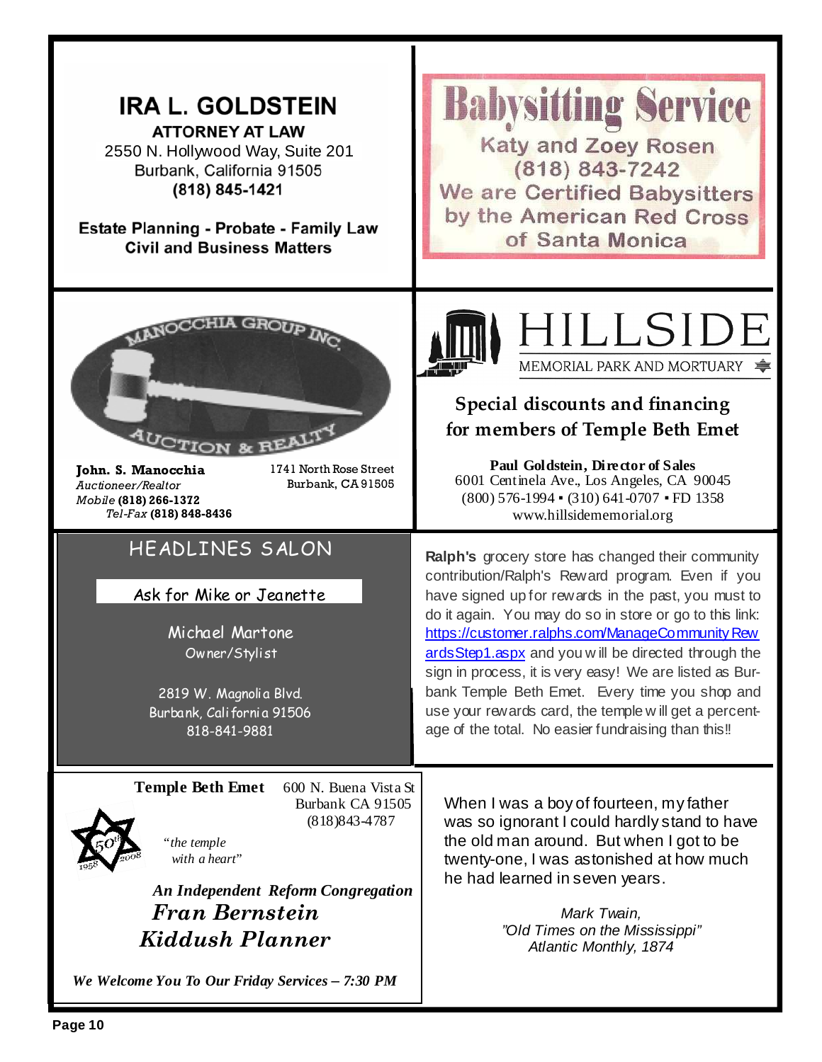## IRA L. GOLDSTEIN

**ATTORNEY AT LAW**

2550 N. Hollywood Way, Suite 201
Burbank, California 91505
**(818) 845-1421**

**Estate Planning - Probate - Family Law**
**Civil and Business Matters**

---

## Babysitting Service

Katy and Zoey Rosen
(818) 843-7242
We are Certified Babysitters
by the American Red Cross
of Santa Monica

---

MANOCCHIA GROUP INC.
AUCTION & REALTY

**John. S. Manocchia**
*Auctioneer/Realtor*
*Mobile* **(818) 266-1372**
*Tel-Fax* **(818) 848-8436**

1741 North Rose Street
Burbank, CA 91505

---

## HILLSIDE

MEMORIAL PARK AND MORTUARY

**Special discounts and financing for members of Temple Beth Emet**

**Paul Goldstein, Director of Sales**
6001 Centinela Ave., Los Angeles, CA 90045
(800) 576-1994 ▪ (310) 641-0707 ▪ FD 1358
www.hillsidememorial.org

---

## HEADLINES SALON

Ask for Mike or Jeanette

Michael Martone
Owner/Stylist

2819 W. Magnolia Blvd.
Burbank, California 91506
818-841-9881

---

**Ralph's** grocery store has changed their community contribution/Ralph's Reward program. Even if you have signed up for rewards in the past, you must to do it again. You may do so in store or go to this link: https://customer.ralphs.com/ManageCommunityRewardsStep1.aspx and you will be directed through the sign in process, it is very easy! We are listed as Burbank Temple Beth Emet. Every time you shop and use your rewards card, the temple will get a percentage of the total. No easier fundraising than this!!

---

**Temple Beth Emet**
600 N. Buena Vista St
Burbank CA 91505
(818)843-4787

50th 1958 2008

*"the temple with a heart"*

***An Independent Reform Congregation***

***Fran Bernstein***
***Kiddush Planner***

***We Welcome You To Our Friday Services – 7:30 PM***

---

When I was a boy of fourteen, my father was so ignorant I could hardly stand to have the old man around. But when I got to be twenty-one, I was astonished at how much he had learned in seven years.

*Mark Twain,*
*"Old Times on the Mississippi"*
*Atlantic Monthly, 1874*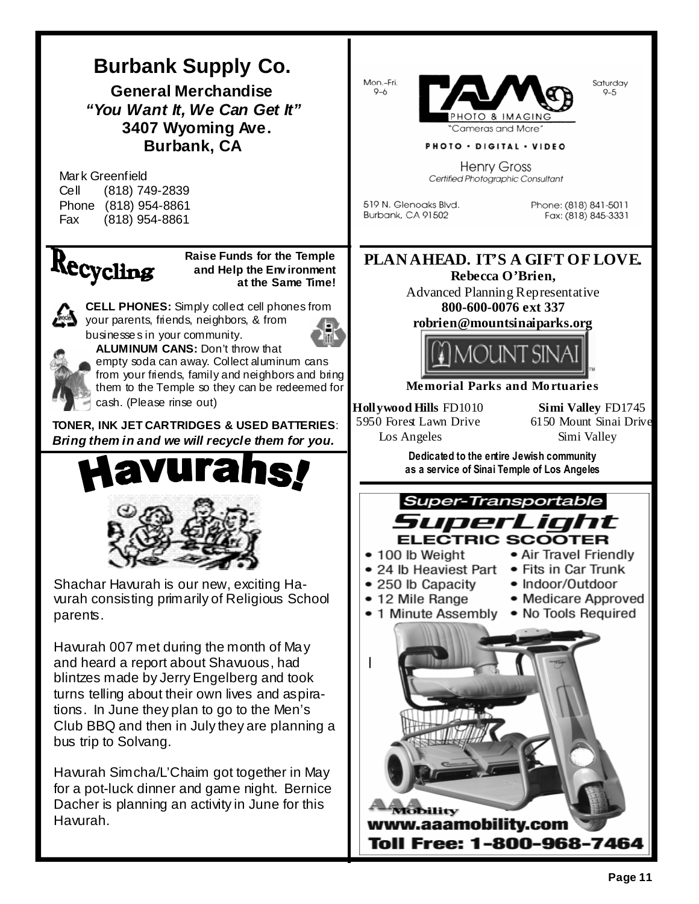## Burbank Supply Co.

**General Merchandise**

***"You Want It, We Can Get It"***

**3407 Wyoming Ave.**

**Burbank, CA**

Mark Greenfield
Cell (818) 749-2839
Phone (818) 954-8861
Fax (818) 954-8861

Mon.–Fri. 9–6

CAM PHOTO & IMAGING
"Cameras and More"

Saturday 9–5

PHOTO • DIGITAL • VIDEO

Henry Gross
*Certified Photographic Consultant*

519 N. Glenoaks Blvd.
Burbank, CA 91502

Phone: (818) 841-5011
Fax: (818) 845-3331

## Recycling

**Raise Funds for the Temple and Help the Environment at the Same Time!**

**CELL PHONES:** Simply collect cell phones from your parents, friends, neighbors, & from businesses in your community.

**ALUMINUM CANS:** Don't throw that empty soda can away. Collect aluminum cans from your friends, family and neighbors and bring them to the Temple so they can be redeemed for cash. (Please rinse out)

**TONER, INK JET CARTRIDGES & USED BATTERIES**: ***Bring them in and we will recycle them for you.***

## PLAN AHEAD. IT'S A GIFT OF LOVE.

**Rebecca O'Brien,**
Advanced Planning Representative
**800-600-0076 ext 337**
**robrien@mountsinaiparks.org**

MOUNT SINAI

**Memorial Parks and Mortuaries**

**Hollywood Hills** FD1010
5950 Forest Lawn Drive
Los Angeles

**Simi Valley** FD1745
6150 Mount Sinai Drive
Simi Valley

**Dedicated to the entire Jewish community as a service of Sinai Temple of Los Angeles**

## Havurahs!

Shachar Havurah is our new, exciting Havurah consisting primarily of Religious School parents.

Havurah 007 met during the month of May and heard a report about Shavuous, had blintzes made by Jerry Engelberg and took turns telling about their own lives and aspirations. In June they plan to go to the Men's Club BBQ and then in July they are planning a bus trip to Solvang.

Havurah Simcha/L'Chaim got together in May for a pot-luck dinner and game night. Bernice Dacher is planning an activity in June for this Havurah.

**Super-Transportable**

## SuperLight ELECTRIC SCOOTER

- 100 lb Weight
- 24 lb Heaviest Part
- 250 lb Capacity
- 12 Mile Range
- 1 Minute Assembly
- Air Travel Friendly
- Fits in Car Trunk
- Indoor/Outdoor
- Medicare Approved
- No Tools Required

AAA Mobility
**www.aamobility.com**
**Toll Free: 1-800-968-7464**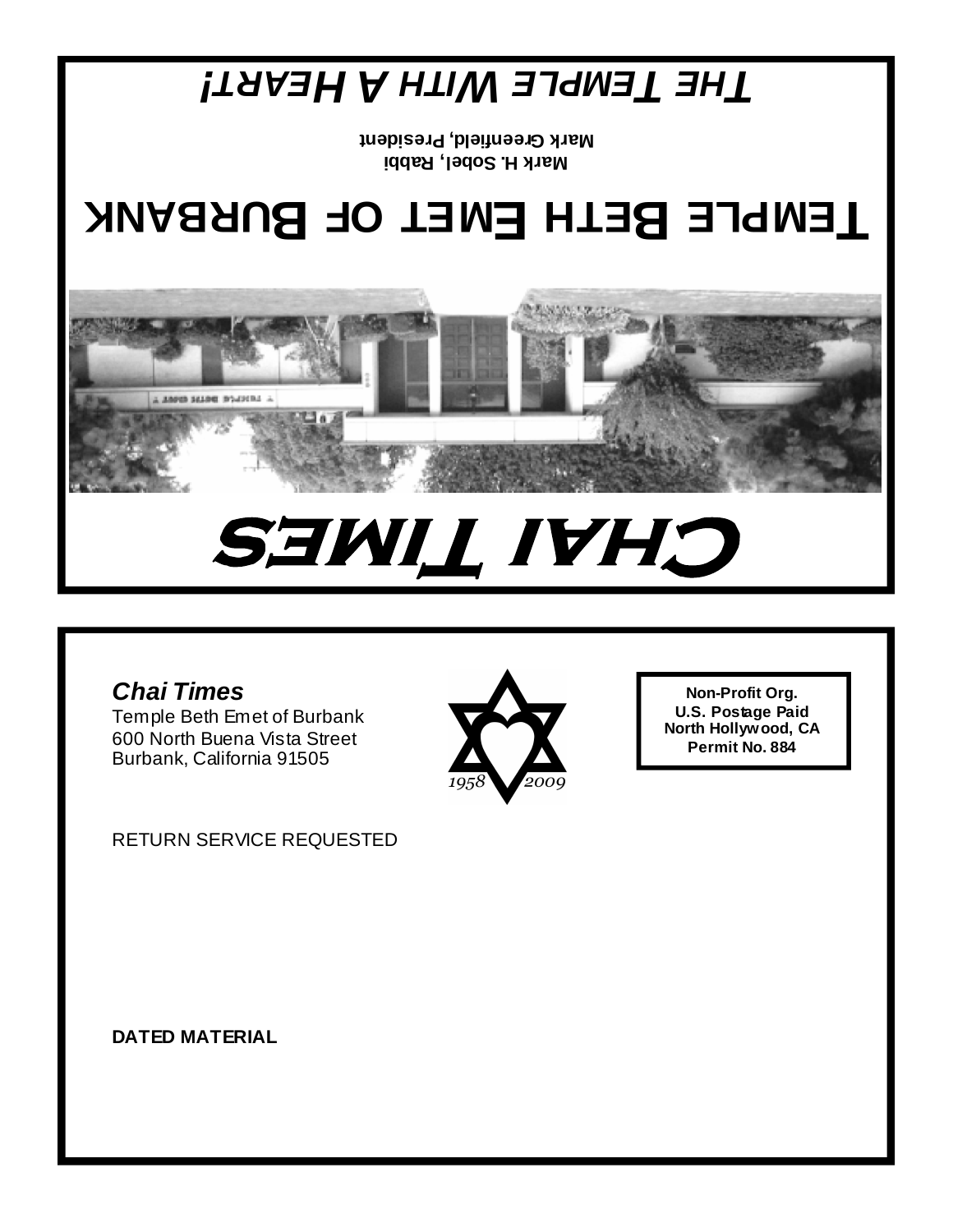# THE TEMPLE WITH A HEART!

**Mark H. Sobel, Rabbi**
**Mark Greenfield, President**

# TEMPLE BETH EMET OF BURBANK

# CHAI TIMES

***Chai Times***
Temple Beth Emet of Burbank
600 North Buena Vista Street
Burbank, California 91505

1958 2009

**Non-Profit Org.**
**U.S. Postage Paid**
**North Hollywood, CA**
**Permit No. 884**

RETURN SERVICE REQUESTED

**DATED MATERIAL**